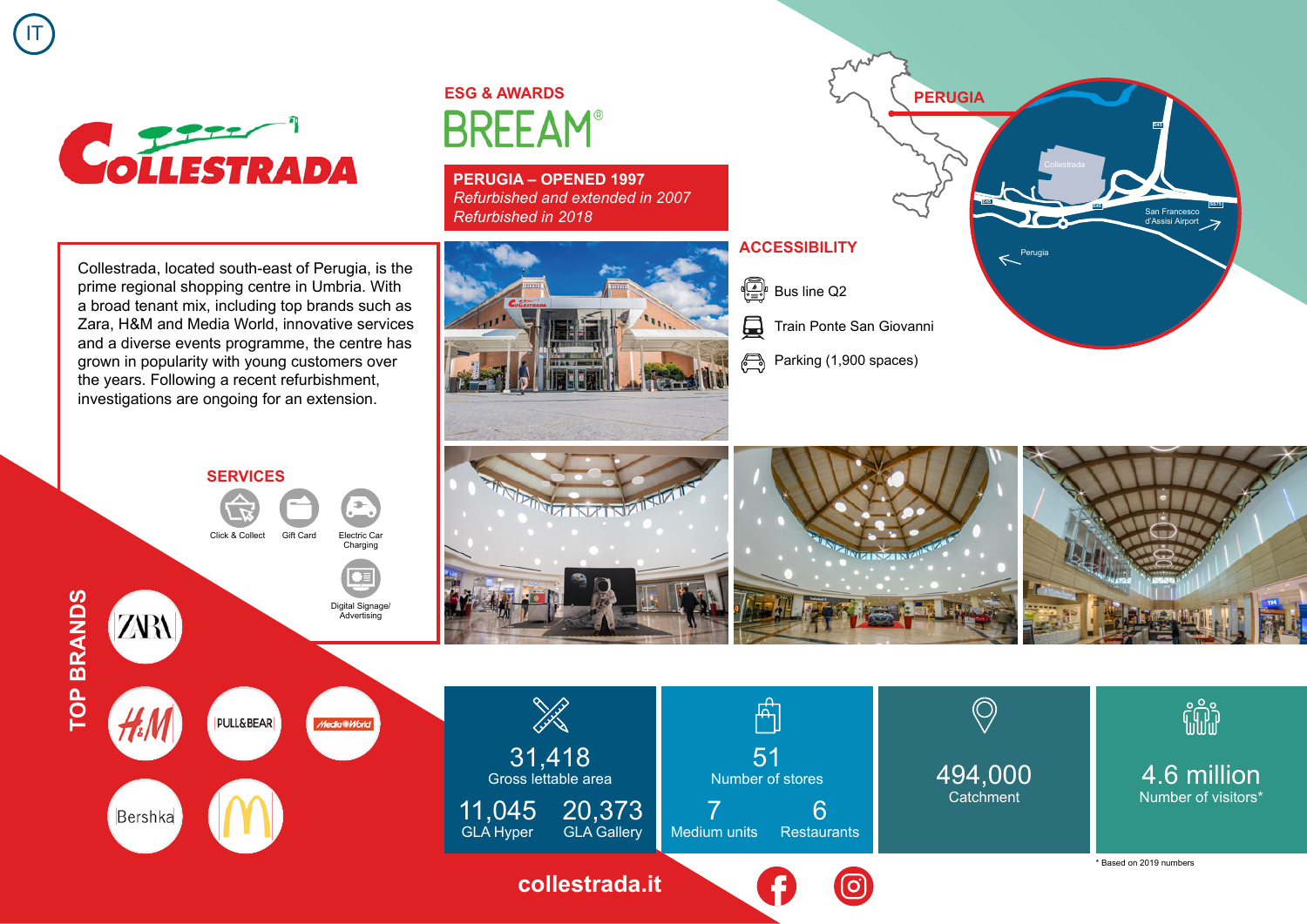IT

# COLLESTRADA

## ESG & AWARDS

BREEAM®

**PERUGIA – OPENED 1997**
*Refurbished and extended in 2007*
*Refurbished in 2018*

Collestrada, located south-east of Perugia, is the prime regional shopping centre in Umbria. With a broad tenant mix, including top brands such as Zara, H&M and Media World, innovative services and a diverse events programme, the centre has grown in popularity with young customers over the years. Following a recent refurbishment, investigations are ongoing for an extension.

## SERVICES

- Click & Collect
- Gift Card
- Electric Car Charging
- Digital Signage/ Advertising

## ACCESSIBILITY

- Bus line Q2
- Train Ponte San Giovanni
- Parking (1,900 spaces)

PERUGIA

Collestrada · San Francesco d'Assisi Airport · Perugia

## TOP BRANDS

ZARA, H&M, PULL&BEAR, MediaWorld, Bershka, McDonald's

| 31,418 Gross lettable area | 51 Number of stores | 494,000 Catchment | 4.6 million Number of visitors* |
|---|---|---|---|
| 11,045 GLA Hyper · 20,373 GLA Gallery | 7 Medium units · 6 Restaurants | | |

\* Based on 2019 numbers

collestrada.it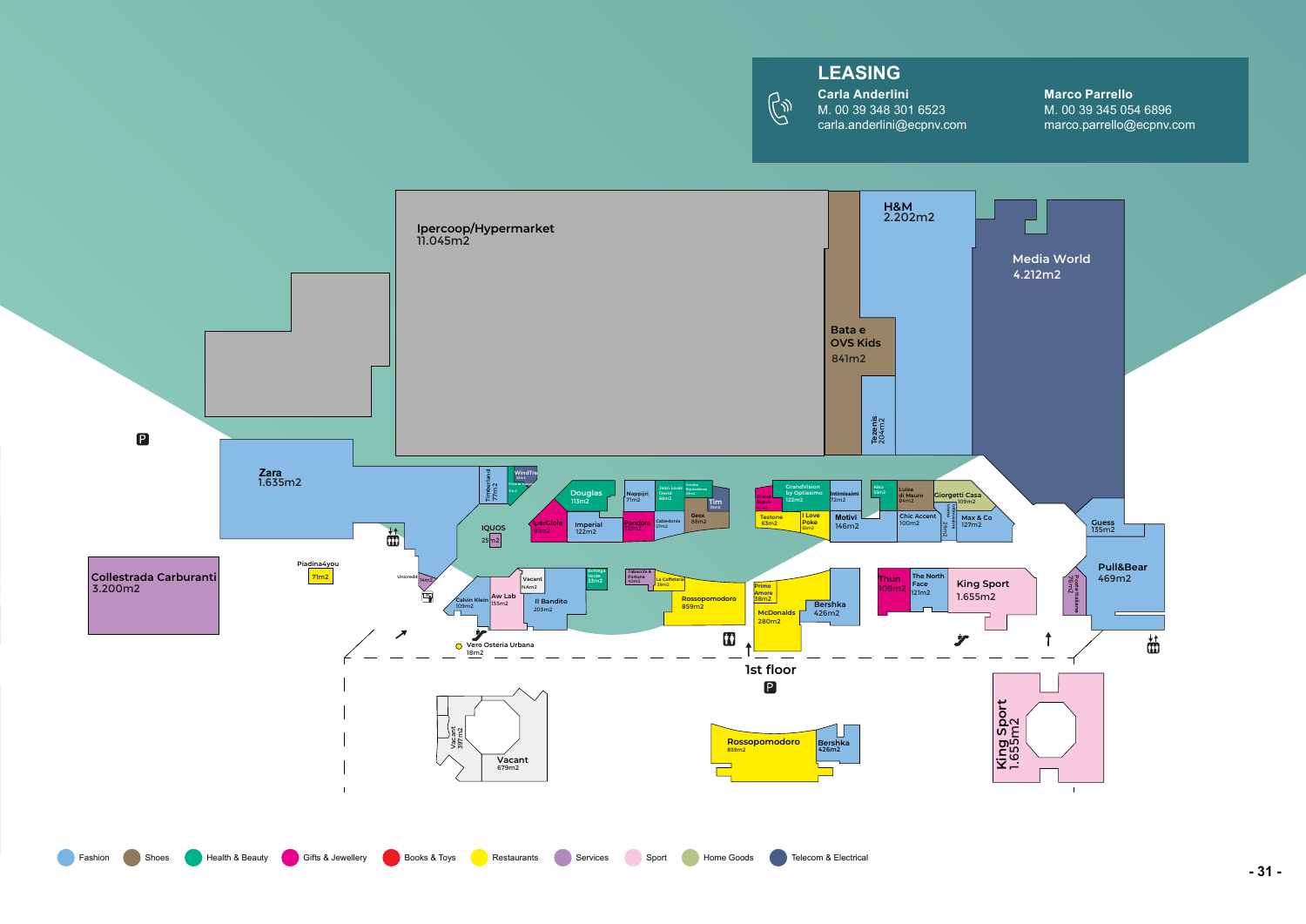## LEASING

**Carla Anderlini**
M. 00 39 348 301 6523
carla.anderlini@ecpnv.com

**Marco Parrello**
M. 00 39 345 054 6896
marco.parrello@ecpnv.com

Ipercoop/Hypermarket
11.045m2

H&M
2.202m2

Media World
4.212m2

Bata e OVS Kids
841m2

Tezenis
204m2

Zara
1.635m2

Collestrada Carburanti
3.200m2

Piadina4you
71m2

Timberland
77m2

WindTre

IQUOS
25m2

Douglas
113m2

IperGioie
31m2

Imperial
122m2

Napapijri
71m2

Pandora
22m2

Jean Louis David
68m2

Calzedonia

Tim

Geox
86m2

GrandVision by Optissimo
122m2

Intimissimi
72m2

Kiko
53m2

Luisa di Mauro
84m2

Giorgetti Casa
109m2

Testone
63m2

I Love Poke

Motivi
146m2

Chic Accent
100m2

Max & Co
127m2

Guess
135m2

Pull&Bear
469m2

Unicredit

Calvin Klein
109m2

Aw Lab
155m2

Vacant
NAm2

Il Bandito
203m2

Bottega Verde
33m2

Tabacchi & Fortuna

La Caffetteria
33m2

Rossopomodoro
859m2

Primo Amore
38m2

McDonalds
280m2

Bershka
426m2

Thun
109m2

The North Face
121m2

King Sport
1.655m2

Vero Osteria Urbana
18m2

1st floor

Vacant
397m2

Vacant
679m2

Rossopomodoro
859m2

Bershka
426m2

King Sport
1.655m2

Fashion · Shoes · Health & Beauty · Gifts & Jewellery · Books & Toys · Restaurants · Services · Sport · Home Goods · Telecom & Electrical